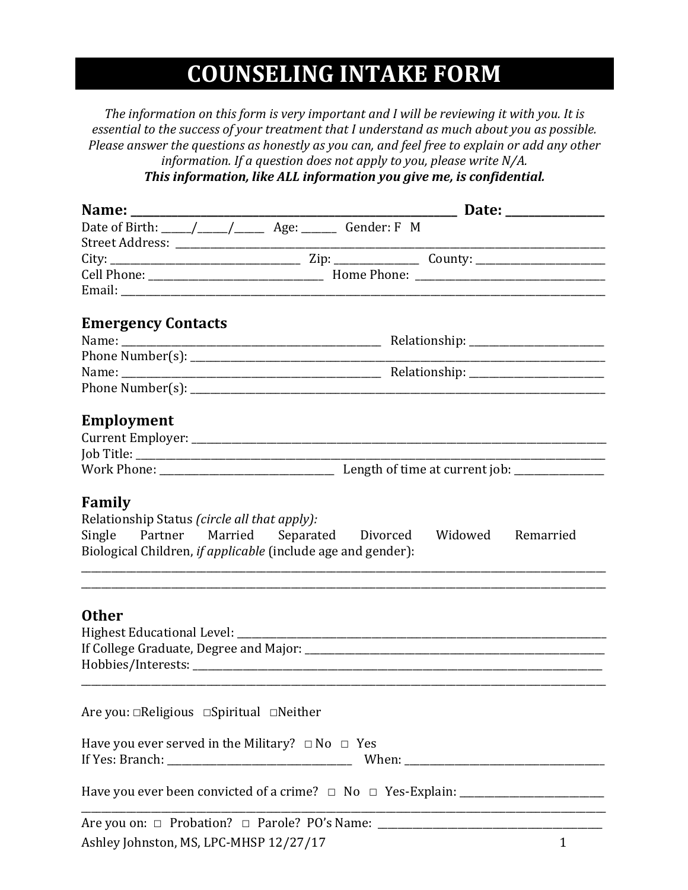# COUNSELING INTAKE FORM

*The information on this form is very important and I will be reviewing it with you. It is essential to the success of your treatment that I understand as much about you as possible. Please answer the questions as honestly as you can, and feel free to explain or add any other information. If a question does not apply to you, please write N/A.*
***This information, like ALL information you give me, is confidential.***

**Name:** ______________________________________________ **Date:** ______________

Date of Birth: _____/_____/_____ Age: ______ Gender: F M

Street Address: ______________________________________________________________

City: ______________________________ Zip: ______________ County: ____________________

Cell Phone: ___________________________ Home Phone: ______________________________

Email: _______________________________________________________________________

### Emergency Contacts

Name: _________________________________________ Relationship: ____________________

Phone Number(s): _______________________________________________________________

Name: _________________________________________ Relationship: ____________________

Phone Number(s): _______________________________________________________________

### Employment

Current Employer: ______________________________________________________________

Job Title: _____________________________________________________________________

Work Phone: ____________________________ Length of time at current job: ______________

### Family

Relationship Status *(circle all that apply):*

Single Partner Married Separated Divorced Widowed Remarried

Biological Children, *if applicable* (include age and gender):

_______________________________________________________________________________

_______________________________________________________________________________

### Other

Highest Educational Level: _______________________________________________________

If College Graduate, Degree and Major: _____________________________________________

Hobbies/Interests: ______________________________________________________________

_______________________________________________________________________________

Are you: □Religious □Spiritual □Neither

Have you ever served in the Military? □ No □ Yes

If Yes: Branch: ______________________________ When: ________________________________

Have you ever been convicted of a crime? □ No □ Yes-Explain: ______________________

_______________________________________________________________________________

Are you on: □ Probation? □ Parole? PO's Name: _____________________________________

Ashley Johnston, MS, LPC-MHSP 12/27/17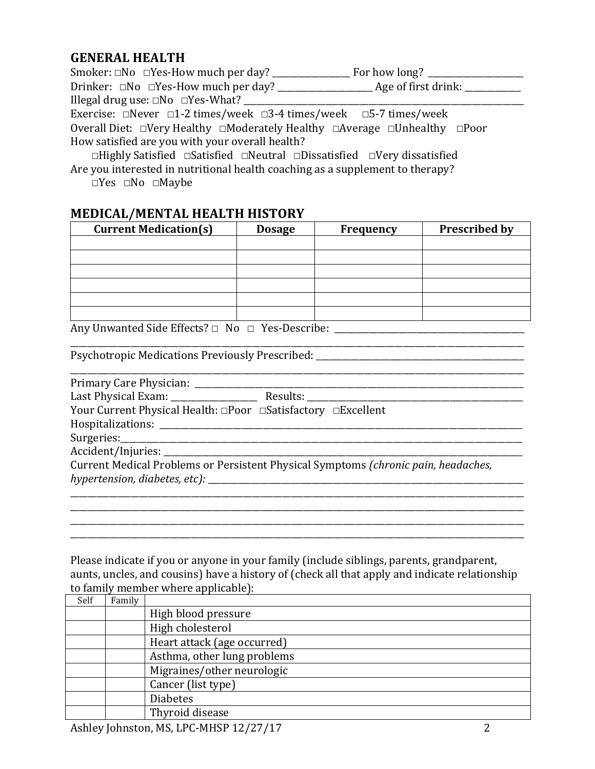## GENERAL HEALTH

Smoker: □No □Yes-How much per day? _________________ For how long? _____________________

Drinker: □No □Yes-How much per day? _____________________ Age of first drink: _____________

Illegal drug use: □No □Yes-What? _________________________________________________________________

Exercise: □Never □1-2 times/week □3-4 times/week □5-7 times/week

Overall Diet: □Very Healthy □Moderately Healthy □Average □Unhealthy □Poor

How satisfied are you with your overall health?

□Highly Satisfied □Satisfied □Neutral □Dissatisfied □Very dissatisfied

Are you interested in nutritional health coaching as a supplement to therapy?

□Yes □No □Maybe

## MEDICAL/MENTAL HEALTH HISTORY

| Current Medication(s) | Dosage | Frequency | Prescribed by |
|---|---|---|---|
| | | | |
| | | | |
| | | | |
| | | | |
| | | | |
| | | | |

Any Unwanted Side Effects? □ No □ Yes-Describe: ___________________________________________
_____________________________________________________________________________________________

Psychotropic Medications Previously Prescribed: _____________________________________________
_____________________________________________________________________________________________

Primary Care Physician: _____________________________________________________________________

Last Physical Exam: ___________________ Results: ________________________________________________

Your Current Physical Health: □Poor □Satisfactory □Excellent

Hospitalizations: ___________________________________________________________________________

Surgeries:_________________________________________________________________________________

Accident/Injuries: ___________________________________________________________________________

Current Medical Problems or Persistent Physical Symptoms *(chronic pain, headaches, hypertension, diabetes, etc):* ___________________________________________________________________
_____________________________________________________________________________________________
_____________________________________________________________________________________________
_____________________________________________________________________________________________
_____________________________________________________________________________________________

Please indicate if you or anyone in your family (include siblings, parents, grandparent, aunts, uncles, and cousins) have a history of (check all that apply and indicate relationship to family member where applicable):

| Self | Family | |
|---|---|---|
| | | High blood pressure |
| | | High cholesterol |
| | | Heart attack (age occurred) |
| | | Asthma, other lung problems |
| | | Migraines/other neurologic |
| | | Cancer (list type) |
| | | Diabetes |
| | | Thyroid disease |

Ashley Johnston, MS, LPC-MHSP 12/27/17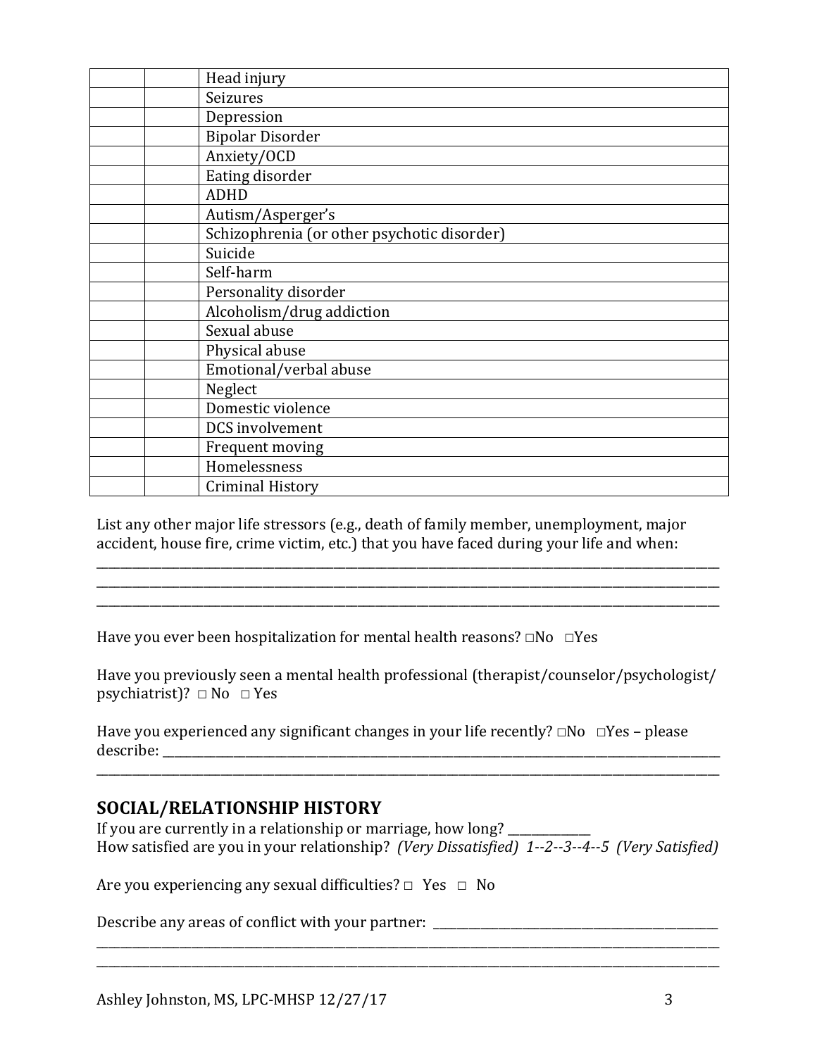| | | |
|---|---|---|
| | | Head injury |
| | | Seizures |
| | | Depression |
| | | Bipolar Disorder |
| | | Anxiety/OCD |
| | | Eating disorder |
| | | ADHD |
| | | Autism/Asperger's |
| | | Schizophrenia (or other psychotic disorder) |
| | | Suicide |
| | | Self-harm |
| | | Personality disorder |
| | | Alcoholism/drug addiction |
| | | Sexual abuse |
| | | Physical abuse |
| | | Emotional/verbal abuse |
| | | Neglect |
| | | Domestic violence |
| | | DCS involvement |
| | | Frequent moving |
| | | Homelessness |
| | | Criminal History |

List any other major life stressors (e.g., death of family member, unemployment, major accident, house fire, crime victim, etc.) that you have faced during your life and when:

______________________________________________________________________________
______________________________________________________________________________
______________________________________________________________________________

Have you ever been hospitalization for mental health reasons? □No □Yes

Have you previously seen a mental health professional (therapist/counselor/psychologist/psychiatrist)? □ No □ Yes

Have you experienced any significant changes in your life recently? □No □Yes – please describe: ______________________________________________________________________
______________________________________________________________________________

## SOCIAL/RELATIONSHIP HISTORY

If you are currently in a relationship or marriage, how long? ____________
How satisfied are you in your relationship? *(Very Dissatisfied) 1--2--3--4--5 (Very Satisfied)*

Are you experiencing any sexual difficulties? □ Yes □ No

Describe any areas of conflict with your partner: ________________________________
______________________________________________________________________________
______________________________________________________________________________

Ashley Johnston, MS, LPC-MHSP 12/27/17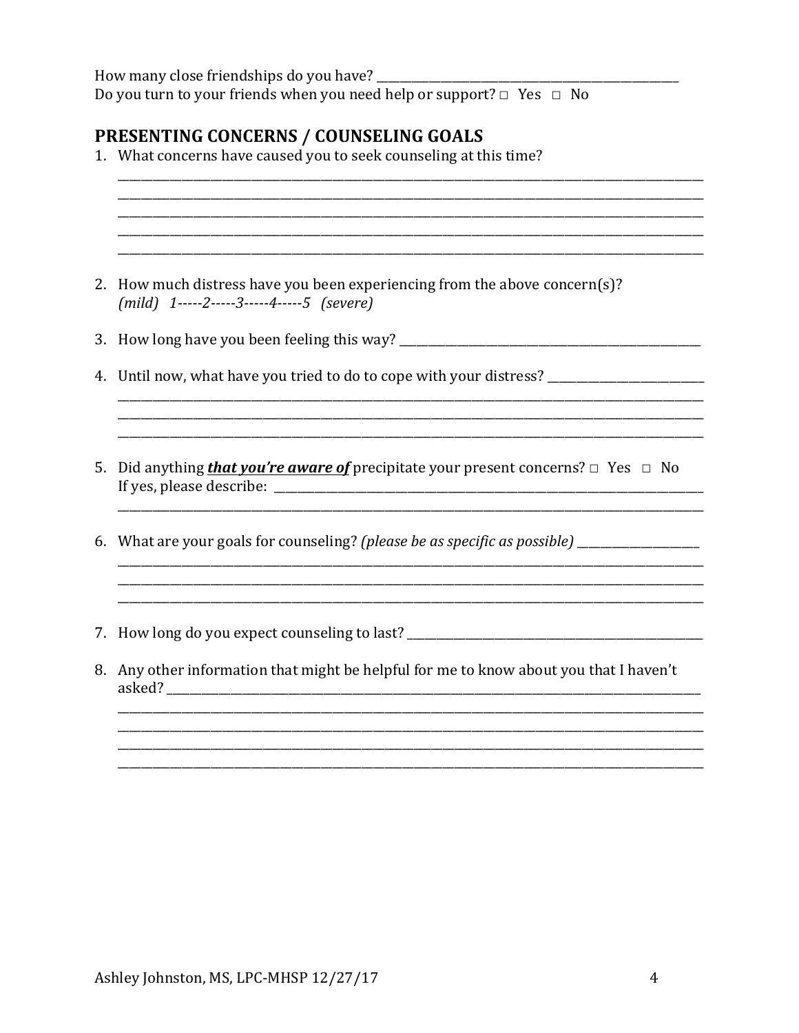How many close friendships do you have? ____________________________________________

Do you turn to your friends when you need help or support? □ Yes □ No

## PRESENTING CONCERNS / COUNSELING GOALS

1. What concerns have caused you to seek counseling at this time?

   ______________________________________________________________________________
   ______________________________________________________________________________
   ______________________________________________________________________________
   ______________________________________________________________________________
   ______________________________________________________________________________

2. How much distress have you been experiencing from the above concern(s)?
   *(mild) 1-----2-----3-----4-----5 (severe)*

3. How long have you been feeling this way? ____________________________________________

4. Until now, what have you tried to do to cope with your distress? ____________________
   ______________________________________________________________________________
   ______________________________________________________________________________
   ______________________________________________________________________________

5. Did anything ***that you're aware of*** precipitate your present concerns? □ Yes □ No
   If yes, please describe: _______________________________________________________
   ______________________________________________________________________________

6. What are your goals for counseling? *(please be as specific as possible)* _______________
   ______________________________________________________________________________
   ______________________________________________________________________________
   ______________________________________________________________________________

7. How long do you expect counseling to last? ________________________________________

8. Any other information that might be helpful for me to know about you that I haven't asked? ______________________________________________________________________
   ______________________________________________________________________________
   ______________________________________________________________________________
   ______________________________________________________________________________
   ______________________________________________________________________________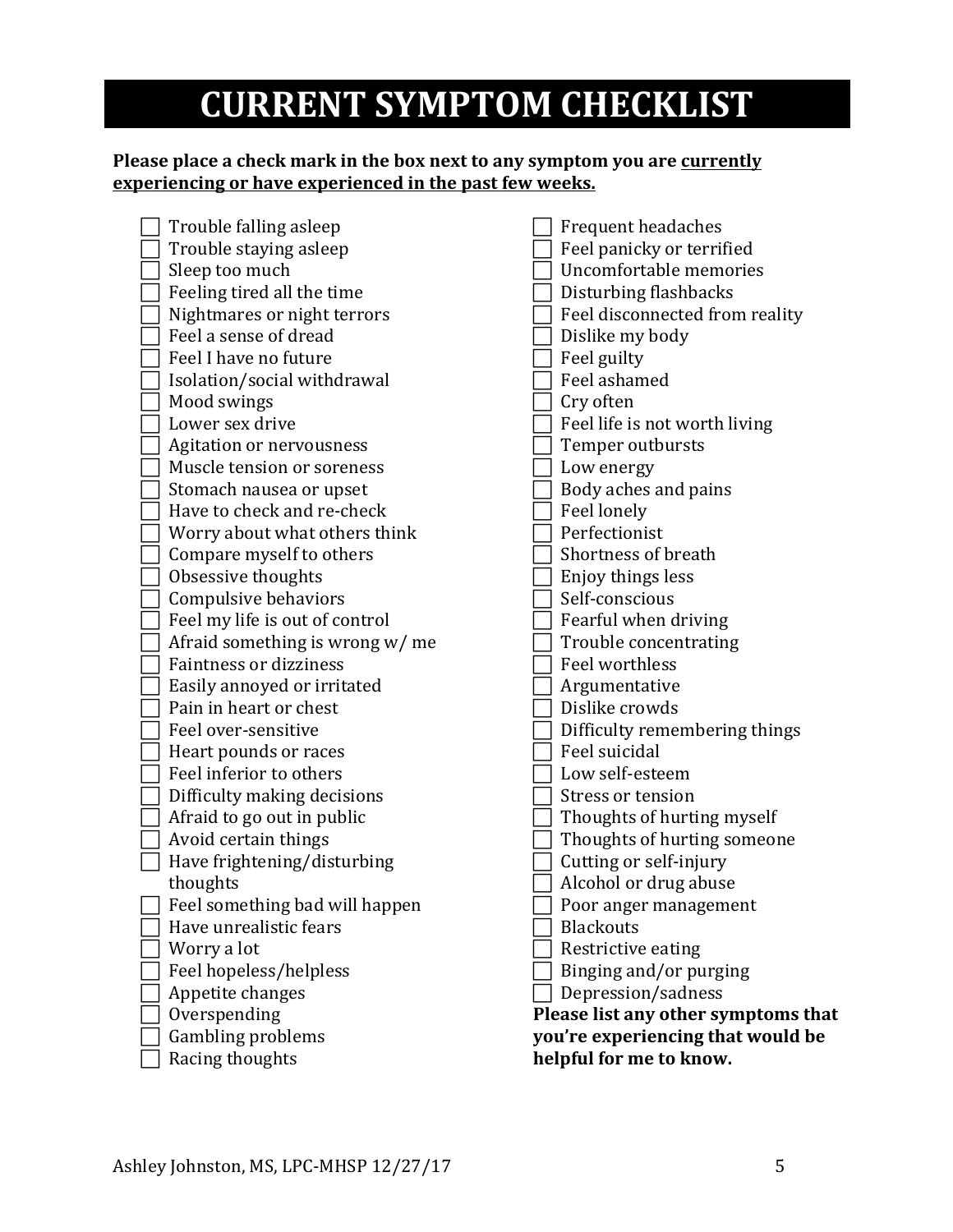# CURRENT SYMPTOM CHECKLIST

**Please place a check mark in the box next to any symptom you are <u>currently experiencing or have experienced in the past few weeks.</u>**

- ☐ Trouble falling asleep
- ☐ Trouble staying asleep
- ☐ Sleep too much
- ☐ Feeling tired all the time
- ☐ Nightmares or night terrors
- ☐ Feel a sense of dread
- ☐ Feel I have no future
- ☐ Isolation/social withdrawal
- ☐ Mood swings
- ☐ Lower sex drive
- ☐ Agitation or nervousness
- ☐ Muscle tension or soreness
- ☐ Stomach nausea or upset
- ☐ Have to check and re-check
- ☐ Worry about what others think
- ☐ Compare myself to others
- ☐ Obsessive thoughts
- ☐ Compulsive behaviors
- ☐ Feel my life is out of control
- ☐ Afraid something is wrong w/ me
- ☐ Faintness or dizziness
- ☐ Easily annoyed or irritated
- ☐ Pain in heart or chest
- ☐ Feel over-sensitive
- ☐ Heart pounds or races
- ☐ Feel inferior to others
- ☐ Difficulty making decisions
- ☐ Afraid to go out in public
- ☐ Avoid certain things
- ☐ Have frightening/disturbing thoughts
- ☐ Feel something bad will happen
- ☐ Have unrealistic fears
- ☐ Worry a lot
- ☐ Feel hopeless/helpless
- ☐ Appetite changes
- ☐ Overspending
- ☐ Gambling problems
- ☐ Racing thoughts
- ☐ Frequent headaches
- ☐ Feel panicky or terrified
- ☐ Uncomfortable memories
- ☐ Disturbing flashbacks
- ☐ Feel disconnected from reality
- ☐ Dislike my body
- ☐ Feel guilty
- ☐ Feel ashamed
- ☐ Cry often
- ☐ Feel life is not worth living
- ☐ Temper outbursts
- ☐ Low energy
- ☐ Body aches and pains
- ☐ Feel lonely
- ☐ Perfectionist
- ☐ Shortness of breath
- ☐ Enjoy things less
- ☐ Self-conscious
- ☐ Fearful when driving
- ☐ Trouble concentrating
- ☐ Feel worthless
- ☐ Argumentative
- ☐ Dislike crowds
- ☐ Difficulty remembering things
- ☐ Feel suicidal
- ☐ Low self-esteem
- ☐ Stress or tension
- ☐ Thoughts of hurting myself
- ☐ Thoughts of hurting someone
- ☐ Cutting or self-injury
- ☐ Alcohol or drug abuse
- ☐ Poor anger management
- ☐ Blackouts
- ☐ Restrictive eating
- ☐ Binging and/or purging
- ☐ Depression/sadness

**Please list any other symptoms that you're experiencing that would be helpful for me to know.**

Ashley Johnston, MS, LPC-MHSP 12/27/17